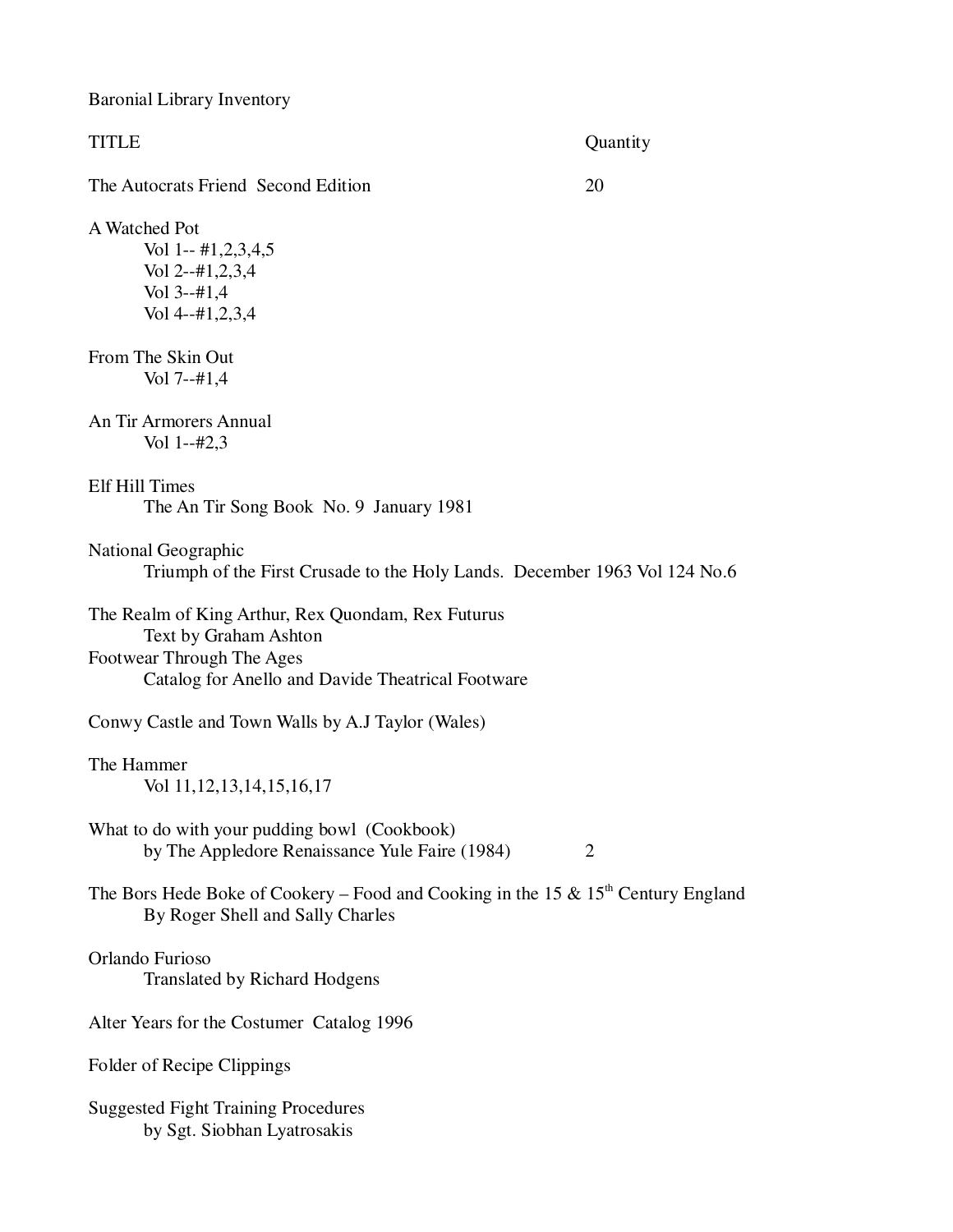Baronial Library Inventory

TITLE | Quantity
--- | ---
The Autocrats Friend Second Edition | 20

A Watched Pot
- Vol 1-- #1,2,3,4,5
- Vol 2--#1,2,3,4
- Vol 3--#1,4
- Vol 4--#1,2,3,4

From The Skin Out
- Vol 7--#1,4

An Tir Armorers Annual
- Vol 1--#2,3

Elf Hill Times
- The An Tir Song Book No. 9 January 1981

National Geographic
- Triumph of the First Crusade to the Holy Lands. December 1963 Vol 124 No.6

The Realm of King Arthur, Rex Quondam, Rex Futurus
- Text by Graham Ashton

Footwear Through The Ages
- Catalog for Anello and Davide Theatrical Footware

Conwy Castle and Town Walls by A.J Taylor (Wales)

The Hammer
- Vol 11,12,13,14,15,16,17

What to do with your pudding bowl (Cookbook)
- by The Appledore Renaissance Yule Faire (1984) — 2

The Bors Hede Boke of Cookery – Food and Cooking in the 15 & 15th Century England
- By Roger Shell and Sally Charles

Orlando Furioso
- Translated by Richard Hodgens

Alter Years for the Costumer Catalog 1996

Folder of Recipe Clippings

Suggested Fight Training Procedures
- by Sgt. Siobhan Lyatrosakis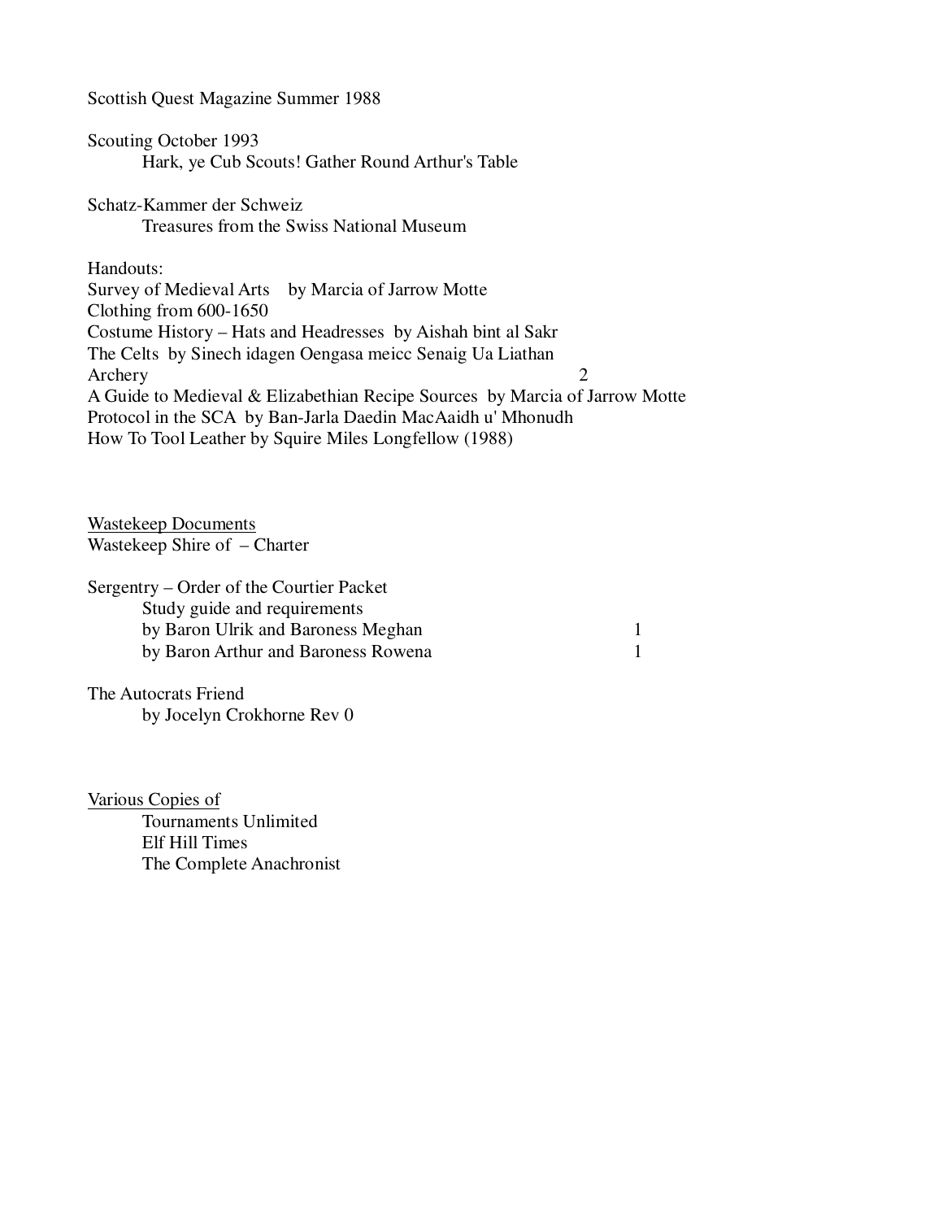Scottish Quest Magazine Summer 1988

Scouting October 1993

    Hark, ye Cub Scouts! Gather Round Arthur's Table

Schatz-Kammer der Schweiz

    Treasures from the Swiss National Museum

Handouts:

Survey of Medieval Arts    by Marcia of Jarrow Motte

Clothing from 600-1650

Costume History – Hats and Headresses  by Aishah bint al Sakr

The Celts  by Sinech idagen Oengasa meicc Senaig Ua Liathan

Archery                                   2

A Guide to Medieval & Elizabethian Recipe Sources  by Marcia of Jarrow Motte

Protocol in the SCA  by Ban-Jarla Daedin MacAaidh u' Mhonudh

How To Tool Leather by Squire Miles Longfellow (1988)

<u>Wastekeep Documents</u>

Wastekeep Shire of  – Charter

Sergentry – Order of the Courtier Packet

    Study guide and requirements

    by Baron Ulrik and Baroness Meghan          1

    by Baron Arthur and Baroness Rowena          1

The Autocrats Friend

    by Jocelyn Crokhorne Rev 0

<u>Various Copies of</u>

    Tournaments Unlimited

    Elf Hill Times

    The Complete Anachronist